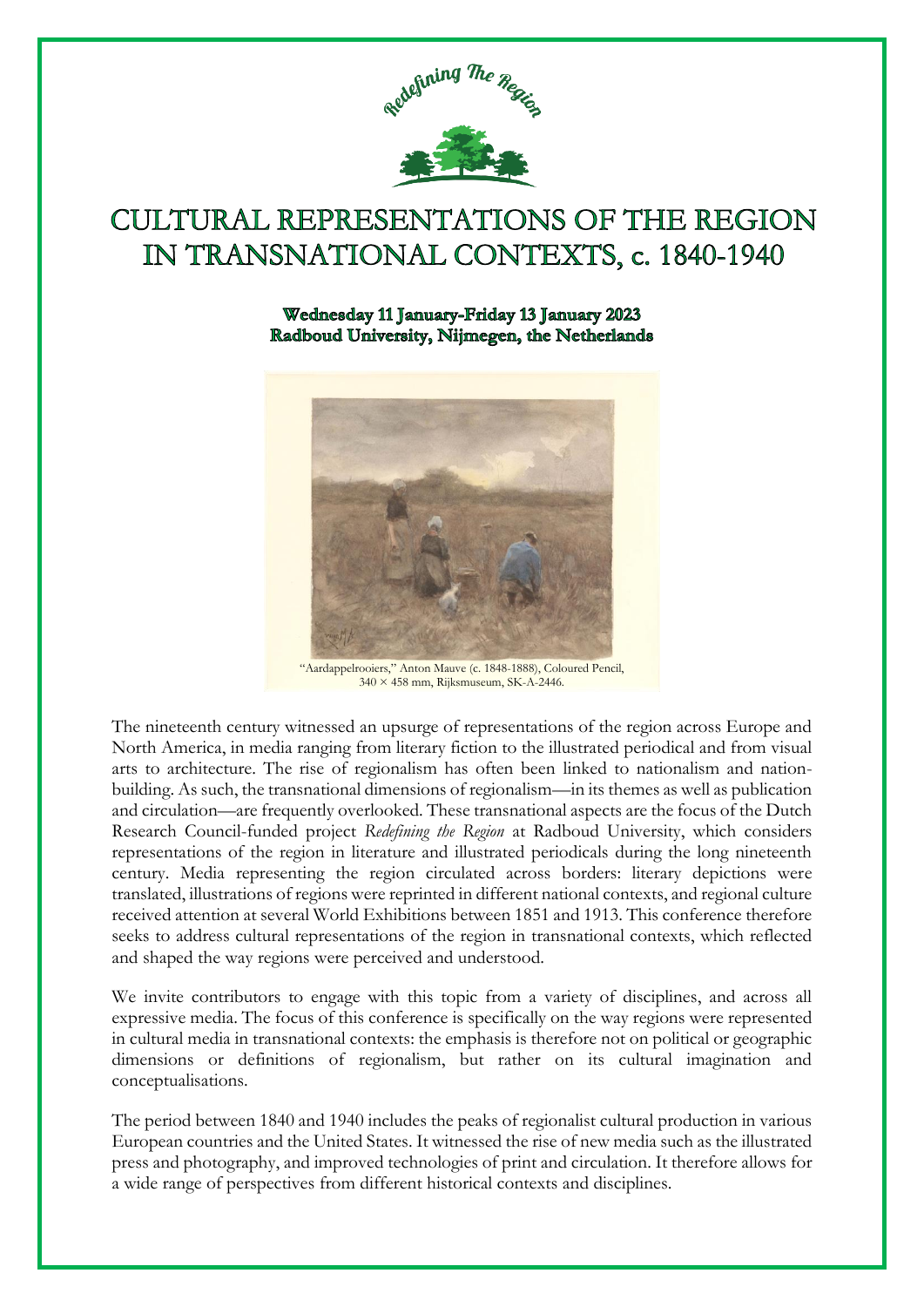Redefining The Region

# CULTURAL REPRESENTATIONS OF THE REGION IN TRANSNATIONAL CONTEXTS, c. 1840-1940

**Wednesday 11 January-Friday 13 January 2023**
**Radboud University, Nijmegen, the Netherlands**

"Aardappelrooiers," Anton Mauve (c. 1848-1888), Coloured Pencil, 340 × 458 mm, Rijksmuseum, SK-A-2446.

The nineteenth century witnessed an upsurge of representations of the region across Europe and North America, in media ranging from literary fiction to the illustrated periodical and from visual arts to architecture. The rise of regionalism has often been linked to nationalism and nation-building. As such, the transnational dimensions of regionalism—in its themes as well as publication and circulation—are frequently overlooked. These transnational aspects are the focus of the Dutch Research Council-funded project *Redefining the Region* at Radboud University, which considers representations of the region in literature and illustrated periodicals during the long nineteenth century. Media representing the region circulated across borders: literary depictions were translated, illustrations of regions were reprinted in different national contexts, and regional culture received attention at several World Exhibitions between 1851 and 1913. This conference therefore seeks to address cultural representations of the region in transnational contexts, which reflected and shaped the way regions were perceived and understood.

We invite contributors to engage with this topic from a variety of disciplines, and across all expressive media. The focus of this conference is specifically on the way regions were represented in cultural media in transnational contexts: the emphasis is therefore not on political or geographic dimensions or definitions of regionalism, but rather on its cultural imagination and conceptualisations.

The period between 1840 and 1940 includes the peaks of regionalist cultural production in various European countries and the United States. It witnessed the rise of new media such as the illustrated press and photography, and improved technologies of print and circulation. It therefore allows for a wide range of perspectives from different historical contexts and disciplines.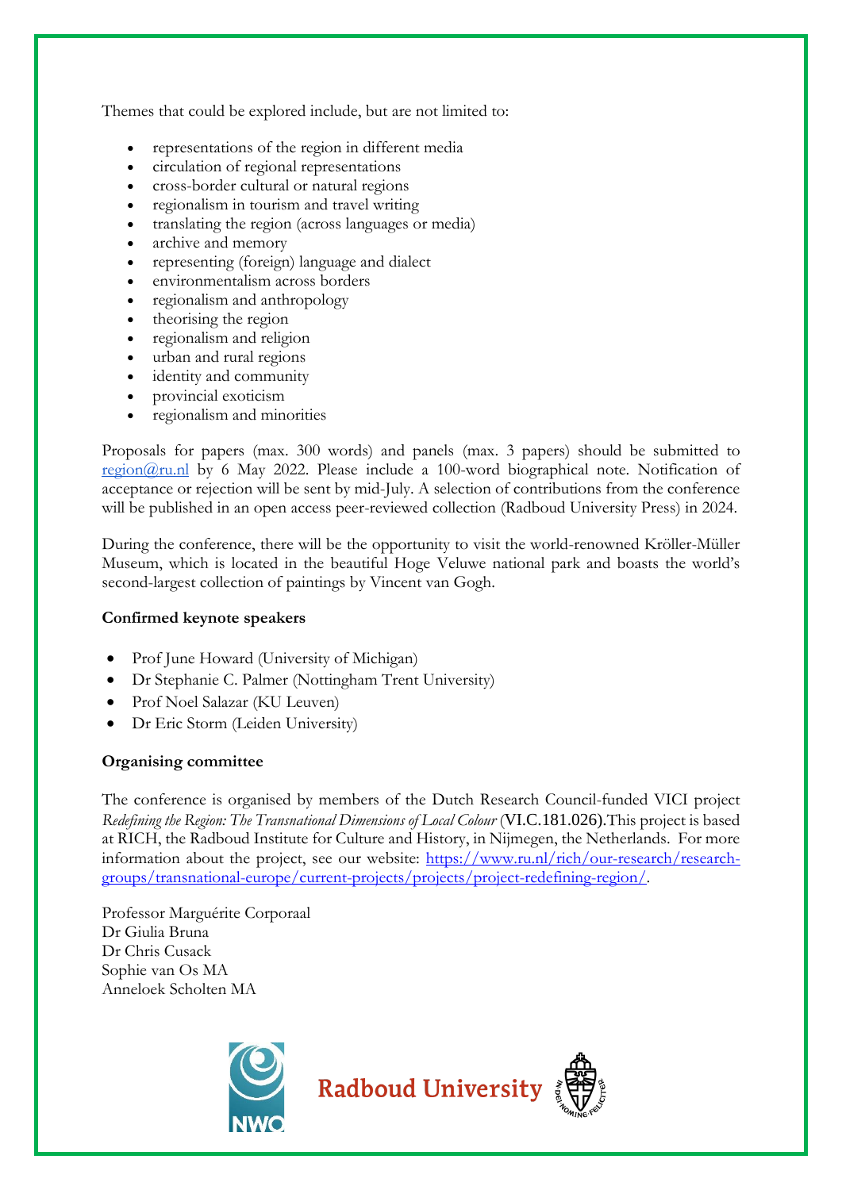Themes that could be explored include, but are not limited to:

- representations of the region in different media
- circulation of regional representations
- cross-border cultural or natural regions
- regionalism in tourism and travel writing
- translating the region (across languages or media)
- archive and memory
- representing (foreign) language and dialect
- environmentalism across borders
- regionalism and anthropology
- theorising the region
- regionalism and religion
- urban and rural regions
- identity and community
- provincial exoticism
- regionalism and minorities

Proposals for papers (max. 300 words) and panels (max. 3 papers) should be submitted to [region@ru.nl](mailto:region@ru.nl) by 6 May 2022. Please include a 100-word biographical note. Notification of acceptance or rejection will be sent by mid-July. A selection of contributions from the conference will be published in an open access peer-reviewed collection (Radboud University Press) in 2024.

During the conference, there will be the opportunity to visit the world-renowned Kröller-Müller Museum, which is located in the beautiful Hoge Veluwe national park and boasts the world's second-largest collection of paintings by Vincent van Gogh.

**Confirmed keynote speakers**

- Prof June Howard (University of Michigan)
- Dr Stephanie C. Palmer (Nottingham Trent University)
- Prof Noel Salazar (KU Leuven)
- Dr Eric Storm (Leiden University)

**Organising committee**

The conference is organised by members of the Dutch Research Council-funded VICI project *Redefining the Region: The Transnational Dimensions of Local Colour* (VI.C.181.026).This project is based at RICH, the Radboud Institute for Culture and History, in Nijmegen, the Netherlands. For more information about the project, see our website: [https://www.ru.nl/rich/our-research/research-groups/transnational-europe/current-projects/projects/project-redefining-region/](https://www.ru.nl/rich/our-research/research-groups/transnational-europe/current-projects/projects/project-redefining-region/).

Professor Marguérite Corporaal
Dr Giulia Bruna
Dr Chris Cusack
Sophie van Os MA
Anneloek Scholten MA

NWO

Radboud University